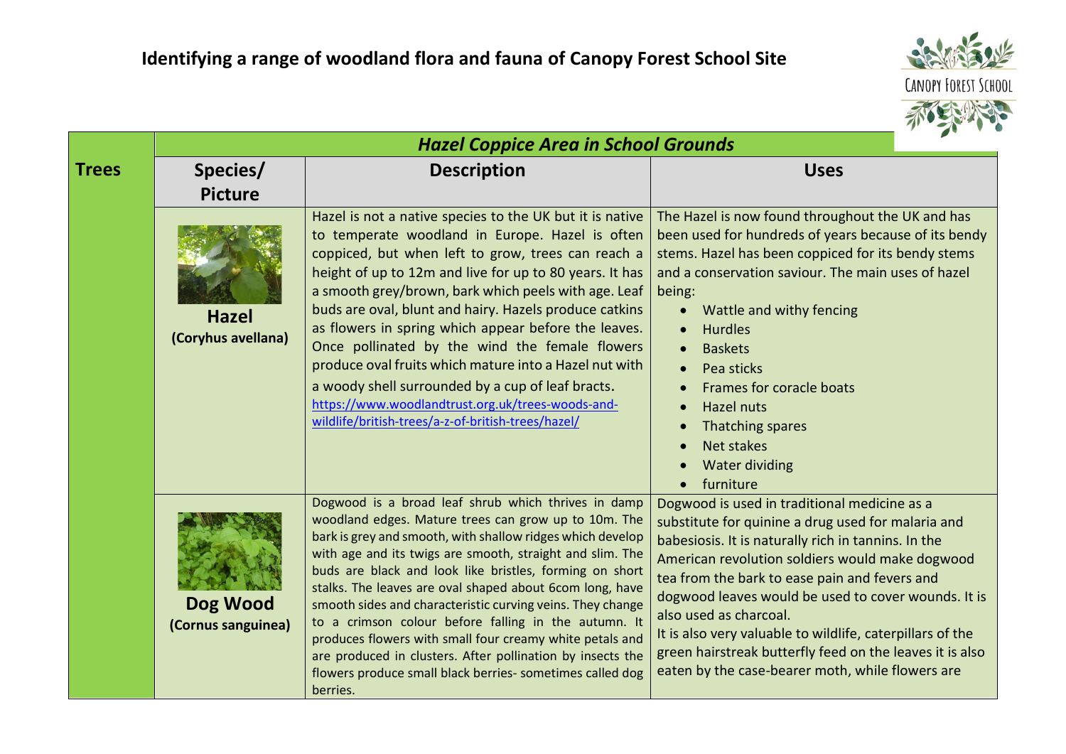# Identifying a range of woodland flora and fauna of Canopy Forest School Site

| Trees | *Hazel Coppice Area in School Grounds* | | |
|---|---|---|---|
| | **Species/ Picture** | **Description** | **Uses** |
| | **Hazel** **(Coryhus avellana)** | Hazel is not a native species to the UK but it is native to temperate woodland in Europe. Hazel is often coppiced, but when left to grow, trees can reach a height of up to 12m and live for up to 80 years. It has a smooth grey/brown, bark which peels with age. Leaf buds are oval, blunt and hairy. Hazels produce catkins as flowers in spring which appear before the leaves. Once pollinated by the wind the female flowers produce oval fruits which mature into a Hazel nut with a woody shell surrounded by a cup of leaf bracts. https://www.woodlandtrust.org.uk/trees-woods-and-wildlife/british-trees/a-z-of-british-trees/hazel/ | The Hazel is now found throughout the UK and has been used for hundreds of years because of its bendy stems. Hazel has been coppiced for its bendy stems and a conservation saviour. The main uses of hazel being: <br>• Wattle and withy fencing <br>• Hurdles <br>• Baskets <br>• Pea sticks <br>• Frames for coracle boats <br>• Hazel nuts <br>• Thatching spares <br>• Net stakes <br>• Water dividing <br>• furniture |
| | **Dog Wood** **(Cornus sanguinea)** | Dogwood is a broad leaf shrub which thrives in damp woodland edges. Mature trees can grow up to 10m. The bark is grey and smooth, with shallow ridges which develop with age and its twigs are smooth, straight and slim. The buds are black and look like bristles, forming on short stalks. The leaves are oval shaped about 6com long, have smooth sides and characteristic curving veins. They change to a crimson colour before falling in the autumn. It produces flowers with small four creamy white petals and are produced in clusters. After pollination by insects the flowers produce small black berries- sometimes called dog berries. | Dogwood is used in traditional medicine as a substitute for quinine a drug used for malaria and babesiosis. It is naturally rich in tannins. In the American revolution soldiers would make dogwood tea from the bark to ease pain and fevers and dogwood leaves would be used to cover wounds. It is also used as charcoal. <br>It is also very valuable to wildlife, caterpillars of the green hairstreak butterfly feed on the leaves it is also eaten by the case-bearer moth, while flowers are |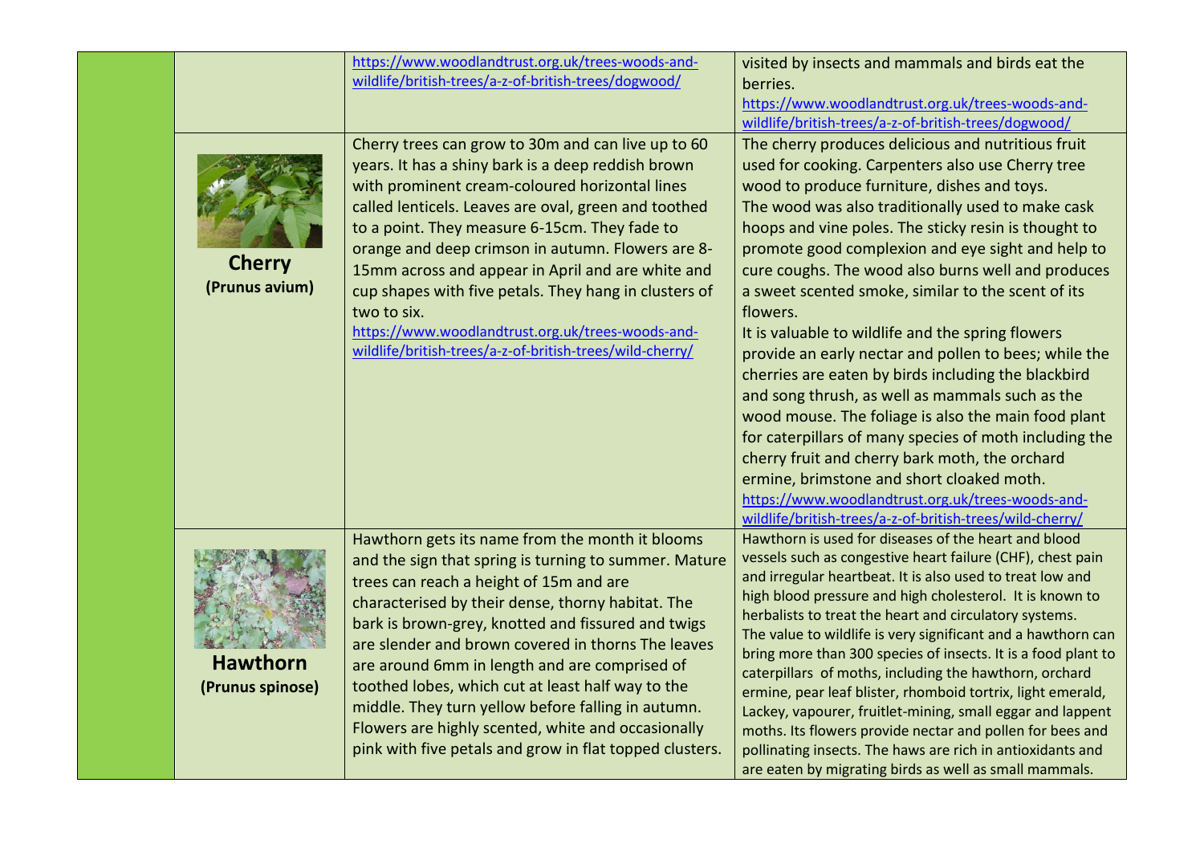| | | | |
|---|---|---|---|
| | | https://www.woodlandtrust.org.uk/trees-woods-and-wildlife/british-trees/a-z-of-british-trees/dogwood/ | visited by insects and mammals and birds eat the berries. https://www.woodlandtrust.org.uk/trees-woods-and-wildlife/british-trees/a-z-of-british-trees/dogwood/ |
| | **Cherry** **(Prunus avium)** | Cherry trees can grow to 30m and can live up to 60 years. It has a shiny bark is a deep reddish brown with prominent cream-coloured horizontal lines called lenticels. Leaves are oval, green and toothed to a point. They measure 6-15cm. They fade to orange and deep crimson in autumn. Flowers are 8-15mm across and appear in April and are white and cup shapes with five petals. They hang in clusters of two to six. https://www.woodlandtrust.org.uk/trees-woods-and-wildlife/british-trees/a-z-of-british-trees/wild-cherry/ | The cherry produces delicious and nutritious fruit used for cooking. Carpenters also use Cherry tree wood to produce furniture, dishes and toys. The wood was also traditionally used to make cask hoops and vine poles. The sticky resin is thought to promote good complexion and eye sight and help to cure coughs. The wood also burns well and produces a sweet scented smoke, similar to the scent of its flowers. It is valuable to wildlife and the spring flowers provide an early nectar and pollen to bees; while the cherries are eaten by birds including the blackbird and song thrush, as well as mammals such as the wood mouse. The foliage is also the main food plant for caterpillars of many species of moth including the cherry fruit and cherry bark moth, the orchard ermine, brimstone and short cloaked moth. https://www.woodlandtrust.org.uk/trees-woods-and-wildlife/british-trees/a-z-of-british-trees/wild-cherry/ |
| | **Hawthorn** **(Prunus spinose)** | Hawthorn gets its name from the month it blooms and the sign that spring is turning to summer. Mature trees can reach a height of 15m and are characterised by their dense, thorny habitat. The bark is brown-grey, knotted and fissured and twigs are slender and brown covered in thorns The leaves are around 6mm in length and are comprised of toothed lobes, which cut at least half way to the middle. They turn yellow before falling in autumn. Flowers are highly scented, white and occasionally pink with five petals and grow in flat topped clusters. | Hawthorn is used for diseases of the heart and blood vessels such as congestive heart failure (CHF), chest pain and irregular heartbeat. It is also used to treat low and high blood pressure and high cholesterol. It is known to herbalists to treat the heart and circulatory systems. The value to wildlife is very significant and a hawthorn can bring more than 300 species of insects. It is a food plant to caterpillars of moths, including the hawthorn, orchard ermine, pear leaf blister, rhomboid tortrix, light emerald, Lackey, vapourer, fruitlet-mining, small eggar and lappent moths. Its flowers provide nectar and pollen for bees and pollinating insects. The haws are rich in antioxidants and are eaten by migrating birds as well as small mammals. |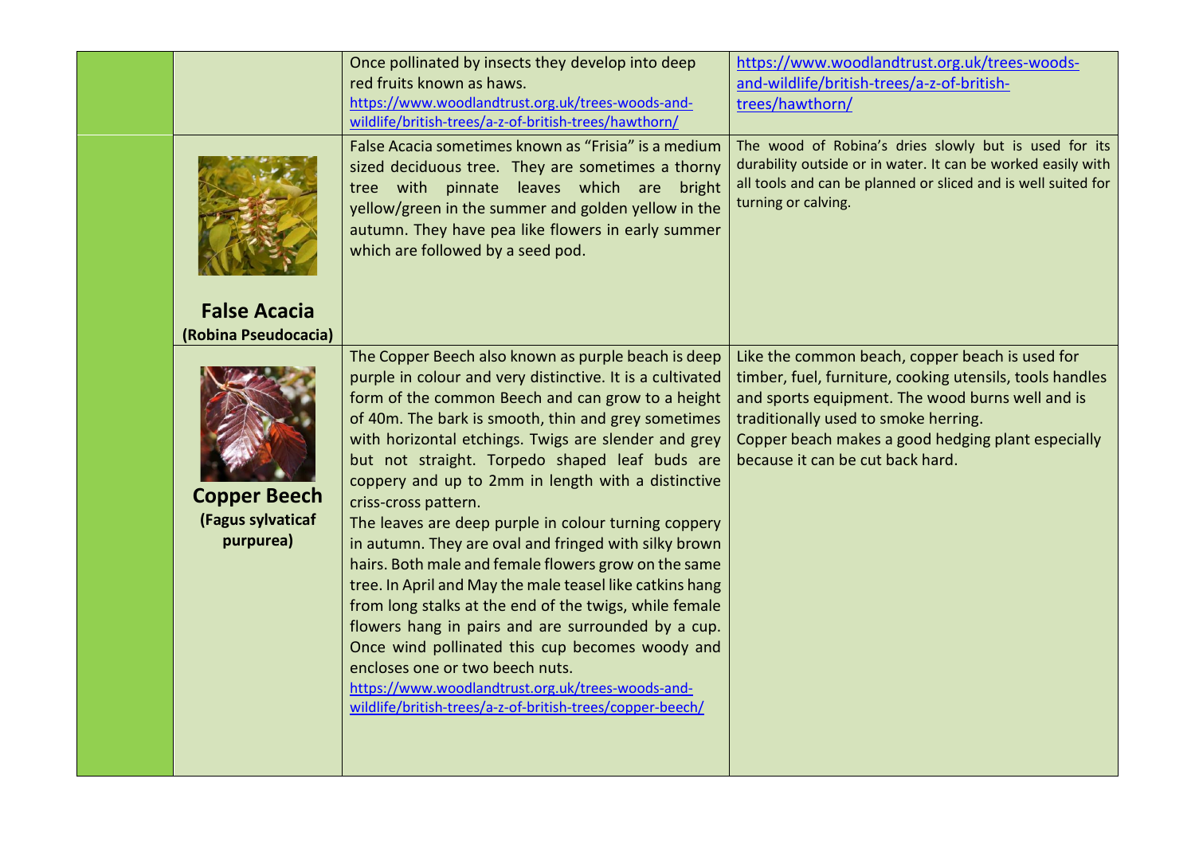| | | | |
|---|---|---|---|
| | | Once pollinated by insects they develop into deep red fruits known as haws. https://www.woodlandtrust.org.uk/trees-woods-and-wildlife/british-trees/a-z-of-british-trees/hawthorn/ | https://www.woodlandtrust.org.uk/trees-woods-and-wildlife/british-trees/a-z-of-british-trees/hawthorn/ |
| | **False Acacia** **(Robina Pseudocacia)** | False Acacia sometimes known as "Frisia" is a medium sized deciduous tree. They are sometimes a thorny tree with pinnate leaves which are bright yellow/green in the summer and golden yellow in the autumn. They have pea like flowers in early summer which are followed by a seed pod. | The wood of Robina's dries slowly but is used for its durability outside or in water. It can be worked easily with all tools and can be planned or sliced and is well suited for turning or calving. |
| | **Copper Beech** **(Fagus sylvaticaf purpurea)** | The Copper Beech also known as purple beach is deep purple in colour and very distinctive. It is a cultivated form of the common Beech and can grow to a height of 40m. The bark is smooth, thin and grey sometimes with horizontal etchings. Twigs are slender and grey but not straight. Torpedo shaped leaf buds are coppery and up to 2mm in length with a distinctive criss-cross pattern. The leaves are deep purple in colour turning coppery in autumn. They are oval and fringed with silky brown hairs. Both male and female flowers grow on the same tree. In April and May the male teasel like catkins hang from long stalks at the end of the twigs, while female flowers hang in pairs and are surrounded by a cup. Once wind pollinated this cup becomes woody and encloses one or two beech nuts. https://www.woodlandtrust.org.uk/trees-woods-and-wildlife/british-trees/a-z-of-british-trees/copper-beech/ | Like the common beach, copper beach is used for timber, fuel, furniture, cooking utensils, tools handles and sports equipment. The wood burns well and is traditionally used to smoke herring. Copper beach makes a good hedging plant especially because it can be cut back hard. |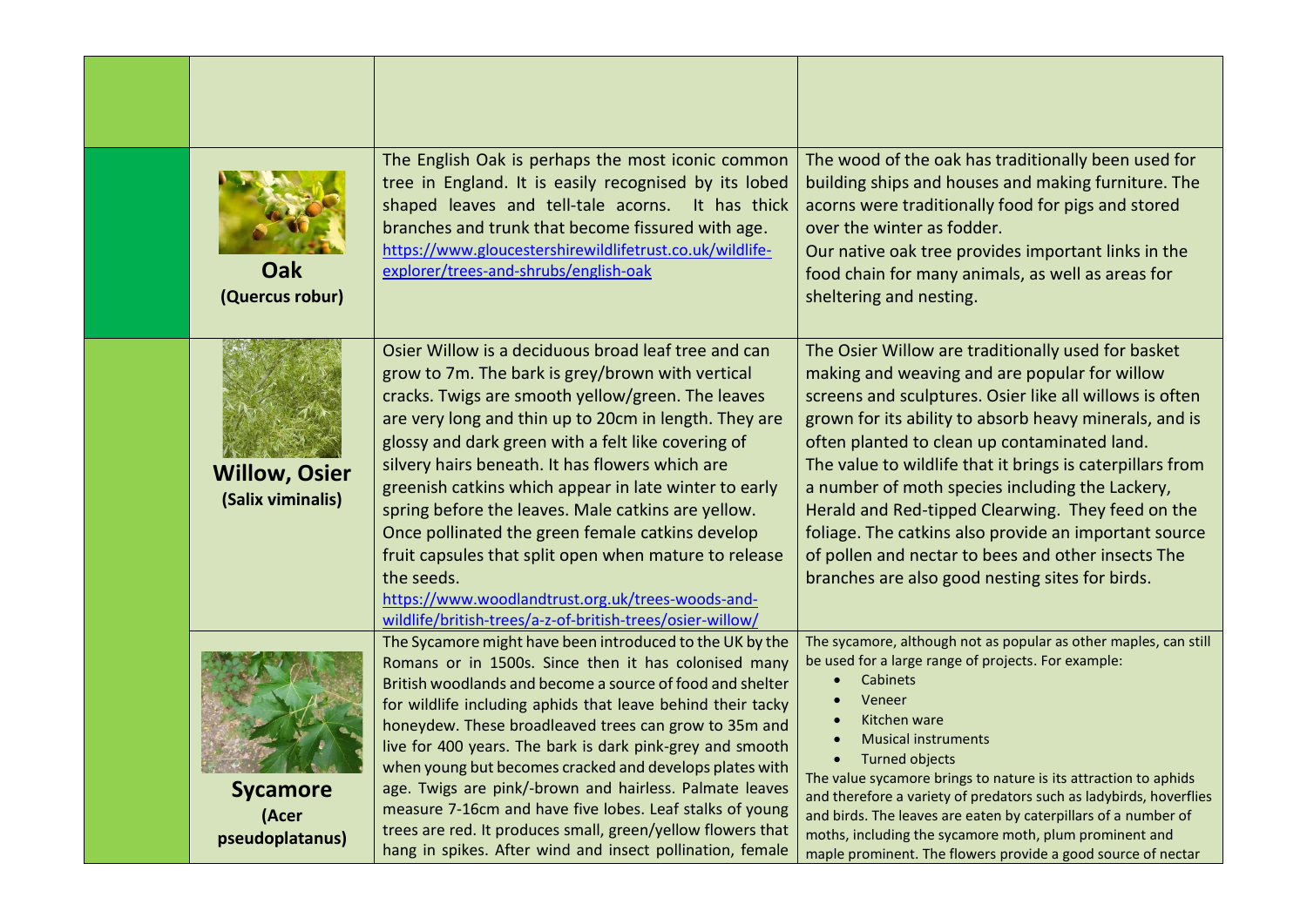| | | | |
|---|---|---|---|
| | | | |
| | **Oak** (Quercus robur) | The English Oak is perhaps the most iconic common tree in England. It is easily recognised by its lobed shaped leaves and tell-tale acorns. It has thick branches and trunk that become fissured with age. https://www.gloucestershirewildlifetrust.co.uk/wildlife-explorer/trees-and-shrubs/english-oak | The wood of the oak has traditionally been used for building ships and houses and making furniture. The acorns were traditionally food for pigs and stored over the winter as fodder.<br>Our native oak tree provides important links in the food chain for many animals, as well as areas for sheltering and nesting. |
| | **Willow, Osier** (Salix viminalis) | Osier Willow is a deciduous broad leaf tree and can grow to 7m. The bark is grey/brown with vertical cracks. Twigs are smooth yellow/green. The leaves are very long and thin up to 20cm in length. They are glossy and dark green with a felt like covering of silvery hairs beneath. It has flowers which are greenish catkins which appear in late winter to early spring before the leaves. Male catkins are yellow. Once pollinated the green female catkins develop fruit capsules that split open when mature to release the seeds. https://www.woodlandtrust.org.uk/trees-woods-and-wildlife/british-trees/a-z-of-british-trees/osier-willow/ | The Osier Willow are traditionally used for basket making and weaving and are popular for willow screens and sculptures. Osier like all willows is often grown for its ability to absorb heavy minerals, and is often planted to clean up contaminated land.<br>The value to wildlife that it brings is caterpillars from a number of moth species including the Lackery, Herald and Red-tipped Clearwing. They feed on the foliage. The catkins also provide an important source of pollen and nectar to bees and other insects The branches are also good nesting sites for birds. |
| | **Sycamore** (Acer pseudoplatanus) | The Sycamore might have been introduced to the UK by the Romans or in 1500s. Since then it has colonised many British woodlands and become a source of food and shelter for wildlife including aphids that leave behind their tacky honeydew. These broadleaved trees can grow to 35m and live for 400 years. The bark is dark pink-grey and smooth when young but becomes cracked and develops plates with age. Twigs are pink/-brown and hairless. Palmate leaves measure 7-16cm and have five lobes. Leaf stalks of young trees are red. It produces small, green/yellow flowers that hang in spikes. After wind and insect pollination, female | The sycamore, although not as popular as other maples, can still be used for a large range of projects. For example:<br>• Cabinets<br>• Veneer<br>• Kitchen ware<br>• Musical instruments<br>• Turned objects<br>The value sycamore brings to nature is its attraction to aphids and therefore a variety of predators such as ladybirds, hoverflies and birds. The leaves are eaten by caterpillars of a number of moths, including the sycamore moth, plum prominent and maple prominent. The flowers provide a good source of nectar |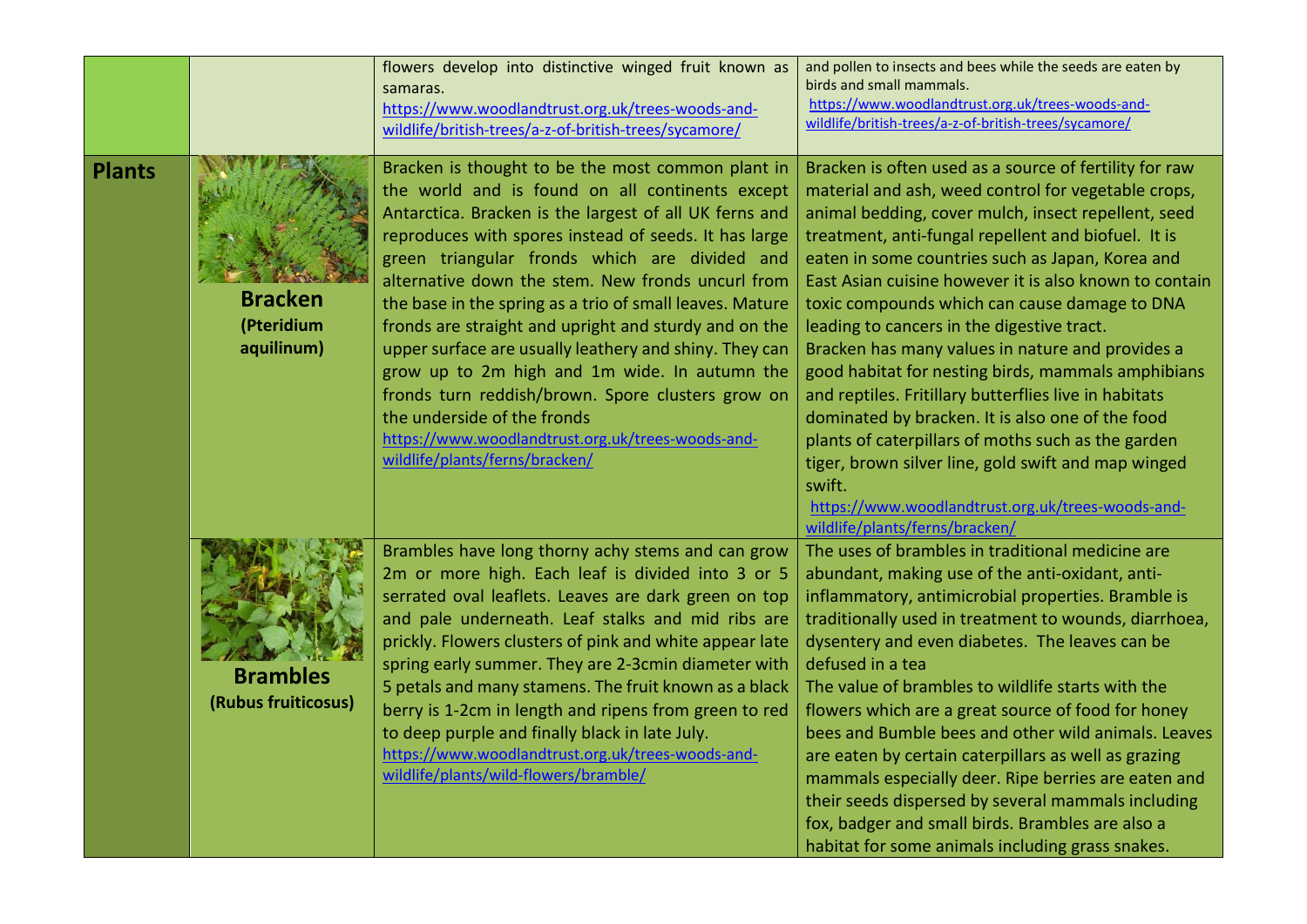| | | | |
|---|---|---|---|
| | | flowers develop into distinctive winged fruit known as samaras. https://www.woodlandtrust.org.uk/trees-woods-and-wildlife/british-trees/a-z-of-british-trees/sycamore/ | and pollen to insects and bees while the seeds are eaten by birds and small mammals. https://www.woodlandtrust.org.uk/trees-woods-and-wildlife/british-trees/a-z-of-british-trees/sycamore/ |
| **Plants** | **Bracken** **(Pteridium aquilinum)** | Bracken is thought to be the most common plant in the world and is found on all continents except Antarctica. Bracken is the largest of all UK ferns and reproduces with spores instead of seeds. It has large green triangular fronds which are divided and alternative down the stem. New fronds uncurl from the base in the spring as a trio of small leaves. Mature fronds are straight and upright and sturdy and on the upper surface are usually leathery and shiny. They can grow up to 2m high and 1m wide. In autumn the fronds turn reddish/brown. Spore clusters grow on the underside of the fronds https://www.woodlandtrust.org.uk/trees-woods-and-wildlife/plants/ferns/bracken/ | Bracken is often used as a source of fertility for raw material and ash, weed control for vegetable crops, animal bedding, cover mulch, insect repellent, seed treatment, anti-fungal repellent and biofuel. It is eaten in some countries such as Japan, Korea and East Asian cuisine however it is also known to contain toxic compounds which can cause damage to DNA leading to cancers in the digestive tract. Bracken has many values in nature and provides a good habitat for nesting birds, mammals amphibians and reptiles. Fritillary butterflies live in habitats dominated by bracken. It is also one of the food plants of caterpillars of moths such as the garden tiger, brown silver line, gold swift and map winged swift. https://www.woodlandtrust.org.uk/trees-woods-and-wildlife/plants/ferns/bracken/ |
| | **Brambles** **(Rubus fruiticosus)** | Brambles have long thorny achy stems and can grow 2m or more high. Each leaf is divided into 3 or 5 serrated oval leaflets. Leaves are dark green on top and pale underneath. Leaf stalks and mid ribs are prickly. Flowers clusters of pink and white appear late spring early summer. They are 2-3cmin diameter with 5 petals and many stamens. The fruit known as a black berry is 1-2cm in length and ripens from green to red to deep purple and finally black in late July. https://www.woodlandtrust.org.uk/trees-woods-and-wildlife/plants/wild-flowers/bramble/ | The uses of brambles in traditional medicine are abundant, making use of the anti-oxidant, anti-inflammatory, antimicrobial properties. Bramble is traditionally used in treatment to wounds, diarrhoea, dysentery and even diabetes. The leaves can be defused in a tea The value of brambles to wildlife starts with the flowers which are a great source of food for honey bees and Bumble bees and other wild animals. Leaves are eaten by certain caterpillars as well as grazing mammals especially deer. Ripe berries are eaten and their seeds dispersed by several mammals including fox, badger and small birds. Brambles are also a habitat for some animals including grass snakes. |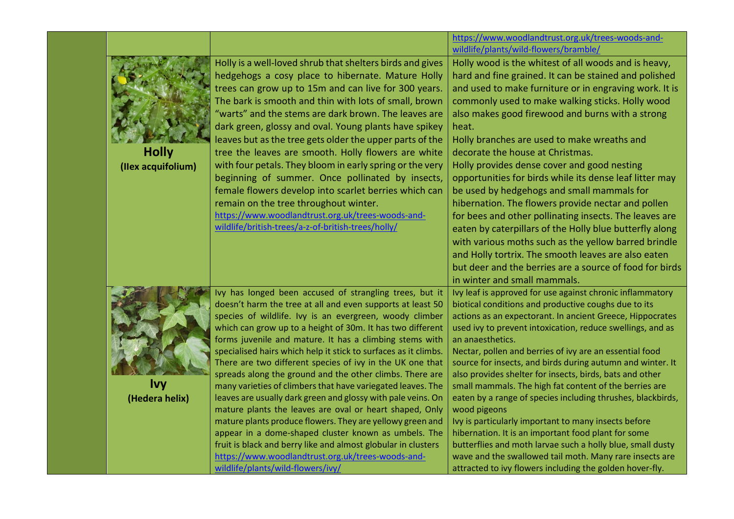| | | | |
|---|---|---|---|
| | | | https://www.woodlandtrust.org.uk/trees-woods-and-wildlife/plants/wild-flowers/bramble/ |
| | **Holly (Ilex acquifolium)** | Holly is a well-loved shrub that shelters birds and gives hedgehogs a cosy place to hibernate. Mature Holly trees can grow up to 15m and can live for 300 years. The bark is smooth and thin with lots of small, brown "warts" and the stems are dark brown. The leaves are dark green, glossy and oval. Young plants have spikey leaves but as the tree gets older the upper parts of the tree the leaves are smooth. Holly flowers are white with four petals. They bloom in early spring or the very beginning of summer. Once pollinated by insects, female flowers develop into scarlet berries which can remain on the tree throughout winter. https://www.woodlandtrust.org.uk/trees-woods-and-wildlife/british-trees/a-z-of-british-trees/holly/ | Holly wood is the whitest of all woods and is heavy, hard and fine grained. It can be stained and polished and used to make furniture or in engraving work. It is commonly used to make walking sticks. Holly wood also makes good firewood and burns with a strong heat. Holly branches are used to make wreaths and decorate the house at Christmas. Holly provides dense cover and good nesting opportunities for birds while its dense leaf litter may be used by hedgehogs and small mammals for hibernation. The flowers provide nectar and pollen for bees and other pollinating insects. The leaves are eaten by caterpillars of the Holly blue butterfly along with various moths such as the yellow barred brindle and Holly tortrix. The smooth leaves are also eaten but deer and the berries are a source of food for birds in winter and small mammals. |
| | **Ivy (Hedera helix)** | Ivy has longed been accused of strangling trees, but it doesn't harm the tree at all and even supports at least 50 species of wildlife. Ivy is an evergreen, woody climber which can grow up to a height of 30m. It has two different forms juvenile and mature. It has a climbing stems with specialised hairs which help it stick to surfaces as it climbs. There are two different species of ivy in the UK one that spreads along the ground and the other climbs. There are many varieties of climbers that have variegated leaves. The leaves are usually dark green and glossy with pale veins. On mature plants the leaves are oval or heart shaped, Only mature plants produce flowers. They are yellowy green and appear in a dome-shaped cluster known as umbels. The fruit is black and berry like and almost globular in clusters https://www.woodlandtrust.org.uk/trees-woods-and-wildlife/plants/wild-flowers/ivy/ | Ivy leaf is approved for use against chronic inflammatory biotical conditions and productive coughs due to its actions as an expectorant. In ancient Greece, Hippocrates used ivy to prevent intoxication, reduce swellings, and as an anaesthetics. Nectar, pollen and berries of ivy are an essential food source for insects, and birds during autumn and winter. It also provides shelter for insects, birds, bats and other small mammals. The high fat content of the berries are eaten by a range of species including thrushes, blackbirds, wood pigeons Ivy is particularly important to many insects before hibernation. It is an important food plant for some butterflies and moth larvae such a holly blue, small dusty wave and the swallowed tail moth. Many rare insects are attracted to ivy flowers including the golden hover-fly. |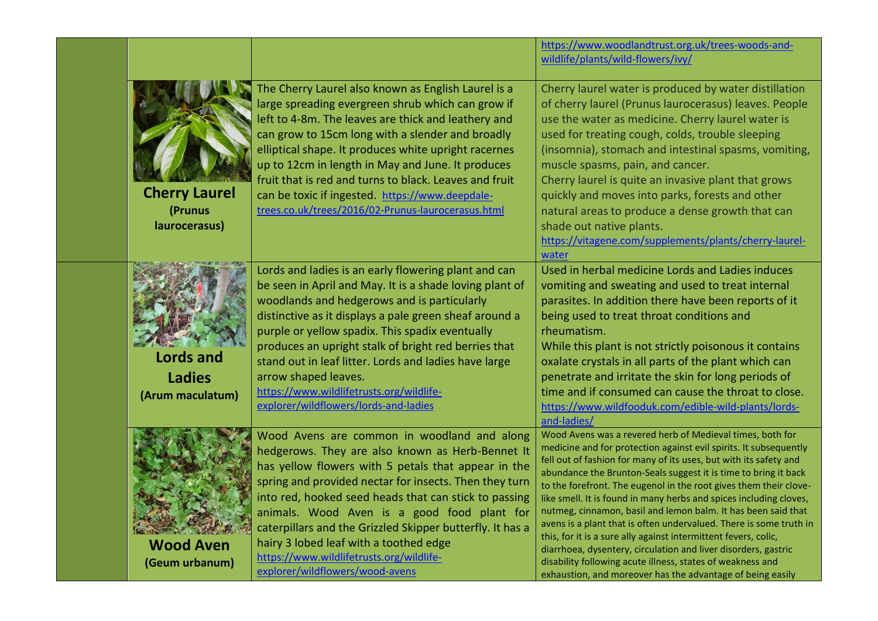| | | | |
|---|---|---|---|
| | | | https://www.woodlandtrust.org.uk/trees-woods-and-wildlife/plants/wild-flowers/ivy/ |
| | **Cherry Laurel** **(Prunus laurocerasus)** | The Cherry Laurel also known as English Laurel is a large spreading evergreen shrub which can grow if left to 4-8m. The leaves are thick and leathery and can grow to 15cm long with a slender and broadly elliptical shape. It produces white upright racernes up to 12cm in length in May and June. It produces fruit that is red and turns to black. Leaves and fruit can be toxic if ingested. https://www.deepdale-trees.co.uk/trees/2016/02-Prunus-laurocerasus.html | Cherry laurel water is produced by water distillation of cherry laurel (Prunus laurocerasus) leaves. People use the water as medicine. Cherry laurel water is used for treating cough, colds, trouble sleeping (insomnia), stomach and intestinal spasms, vomiting, muscle spasms, pain, and cancer. Cherry laurel is quite an invasive plant that grows quickly and moves into parks, forests and other natural areas to produce a dense growth that can shade out native plants. https://vitagene.com/supplements/plants/cherry-laurel-water |
| | **Lords and Ladies** **(Arum maculatum)** | Lords and ladies is an early flowering plant and can be seen in April and May. It is a shade loving plant of woodlands and hedgerows and is particularly distinctive as it displays a pale green sheaf around a purple or yellow spadix. This spadix eventually produces an upright stalk of bright red berries that stand out in leaf litter. Lords and ladies have large arrow shaped leaves. https://www.wildlifetrusts.org/wildlife-explorer/wildflowers/lords-and-ladies | Used in herbal medicine Lords and Ladies induces vomiting and sweating and used to treat internal parasites. In addition there have been reports of it being used to treat throat conditions and rheumatism. While this plant is not strictly poisonous it contains oxalate crystals in all parts of the plant which can penetrate and irritate the skin for long periods of time and if consumed can cause the throat to close. https://www.wildfooduk.com/edible-wild-plants/lords-and-ladies/ |
| | **Wood Aven** **(Geum urbanum)** | Wood Avens are common in woodland and along hedgerows. They are also known as Herb-Bennet It has yellow flowers with 5 petals that appear in the spring and provided nectar for insects. Then they turn into red, hooked seed heads that can stick to passing animals. Wood Aven is a good food plant for caterpillars and the Grizzled Skipper butterfly. It has a hairy 3 lobed leaf with a toothed edge https://www.wildlifetrusts.org/wildlife-explorer/wildflowers/wood-avens | Wood Avens was a revered herb of Medieval times, both for medicine and for protection against evil spirits. It subsequently fell out of fashion for many of its uses, but with its safety and abundance the Brunton-Seals suggest it is time to bring it back to the forefront. The eugenol in the root gives them their clove-like smell. It is found in many herbs and spices including cloves, nutmeg, cinnamon, basil and lemon balm. It has been said that avens is a plant that is often undervalued. There is some truth in this, for it is a sure ally against intermittent fevers, colic, diarrhoea, dysentery, circulation and liver disorders, gastric disability following acute illness, states of weakness and exhaustion, and moreover has the advantage of being easily |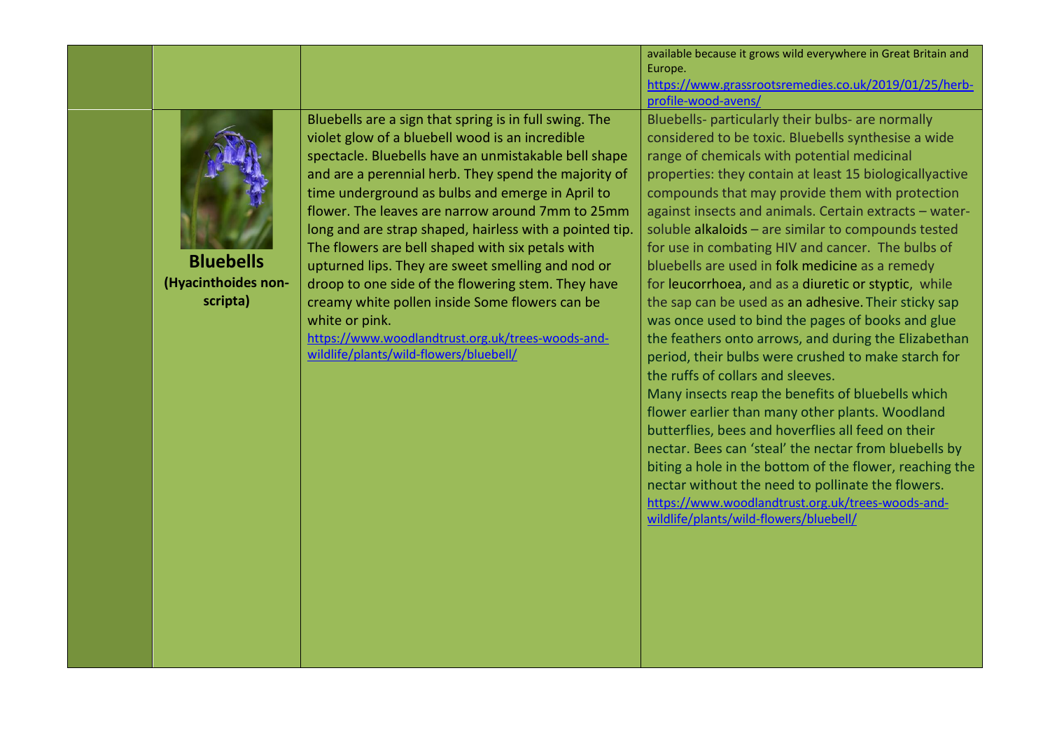| | | | |
|---|---|---|---|
| | | | available because it grows wild everywhere in Great Britain and Europe. https://www.grassrootsremedies.co.uk/2019/01/25/herb-profile-wood-avens/ |
| | **Bluebells (Hyacinthoides non-scripta)** | Bluebells are a sign that spring is in full swing. The violet glow of a bluebell wood is an incredible spectacle. Bluebells have an unmistakable bell shape and are a perennial herb. They spend the majority of time underground as bulbs and emerge in April to flower. The leaves are narrow around 7mm to 25mm long and are strap shaped, hairless with a pointed tip. The flowers are bell shaped with six petals with upturned lips. They are sweet smelling and nod or droop to one side of the flowering stem. They have creamy white pollen inside Some flowers can be white or pink. https://www.woodlandtrust.org.uk/trees-woods-and-wildlife/plants/wild-flowers/bluebell/ | Bluebells- particularly their bulbs- are normally considered to be toxic. Bluebells synthesise a wide range of chemicals with potential medicinal properties: they contain at least 15 biologicallyactive compounds that may provide them with protection against insects and animals. Certain extracts – water-soluble alkaloids – are similar to compounds tested for use in combating HIV and cancer. The bulbs of bluebells are used in folk medicine as a remedy for leucorrhoea, and as a diuretic or styptic, while the sap can be used as an adhesive. Their sticky sap was once used to bind the pages of books and glue the feathers onto arrows, and during the Elizabethan period, their bulbs were crushed to make starch for the ruffs of collars and sleeves. Many insects reap the benefits of bluebells which flower earlier than many other plants. Woodland butterflies, bees and hoverflies all feed on their nectar. Bees can 'steal' the nectar from bluebells by biting a hole in the bottom of the flower, reaching the nectar without the need to pollinate the flowers. https://www.woodlandtrust.org.uk/trees-woods-and-wildlife/plants/wild-flowers/bluebell/ |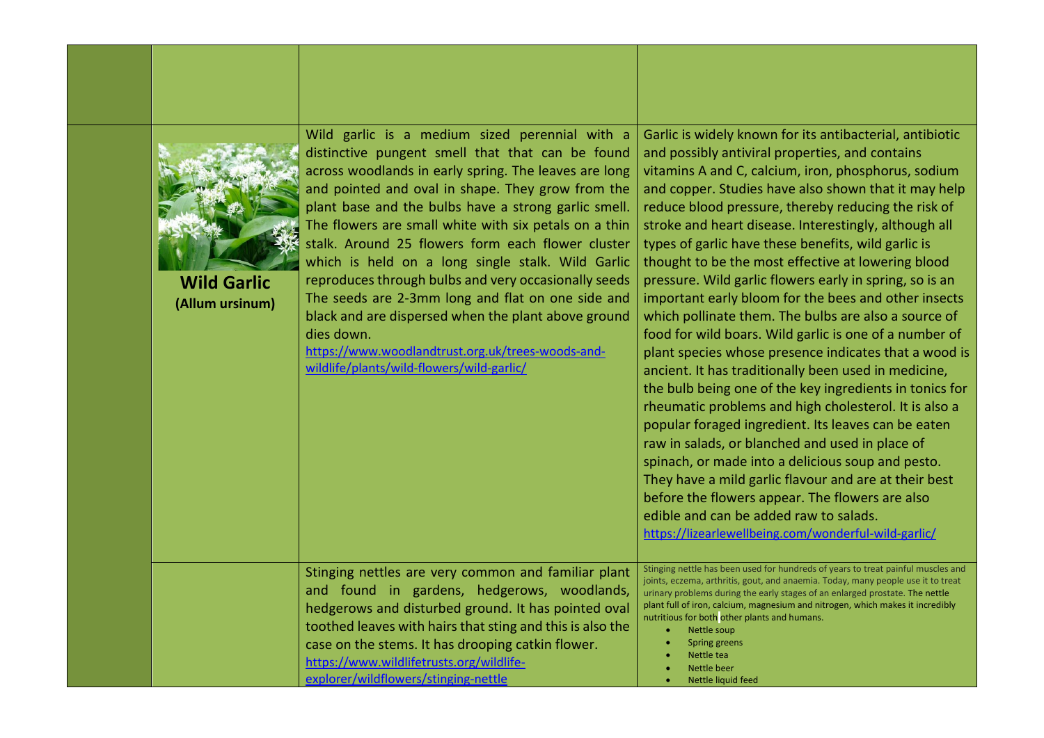|  |  |  |  |
|---|---|---|---|
|  |  |  |  |
|  | **Wild Garlic** **(Allum ursinum)** | Wild garlic is a medium sized perennial with a distinctive pungent smell that that can be found across woodlands in early spring. The leaves are long and pointed and oval in shape. They grow from the plant base and the bulbs have a strong garlic smell. The flowers are small white with six petals on a thin stalk. Around 25 flowers form each flower cluster which is held on a long single stalk. Wild Garlic reproduces through bulbs and very occasionally seeds The seeds are 2-3mm long and flat on one side and black and are dispersed when the plant above ground dies down. https://www.woodlandtrust.org.uk/trees-woods-and-wildlife/plants/wild-flowers/wild-garlic/ | Garlic is widely known for its antibacterial, antibiotic and possibly antiviral properties, and contains vitamins A and C, calcium, iron, phosphorus, sodium and copper. Studies have also shown that it may help reduce blood pressure, thereby reducing the risk of stroke and heart disease. Interestingly, although all types of garlic have these benefits, wild garlic is thought to be the most effective at lowering blood pressure. Wild garlic flowers early in spring, so is an important early bloom for the bees and other insects which pollinate them. The bulbs are also a source of food for wild boars. Wild garlic is one of a number of plant species whose presence indicates that a wood is ancient. It has traditionally been used in medicine, the bulb being one of the key ingredients in tonics for rheumatic problems and high cholesterol. It is also a popular foraged ingredient. Its leaves can be eaten raw in salads, or blanched and used in place of spinach, or made into a delicious soup and pesto. They have a mild garlic flavour and are at their best before the flowers appear. The flowers are also edible and can be added raw to salads. https://lizearlewellbeing.com/wonderful-wild-garlic/ |
|  |  | Stinging nettles are very common and familiar plant and found in gardens, hedgerows, woodlands, hedgerows and disturbed ground. It has pointed oval toothed leaves with hairs that sting and this is also the case on the stems. It has drooping catkin flower. https://www.wildlifetrusts.org/wildlife-explorer/wildflowers/stinging-nettle | Stinging nettle has been used for hundreds of years to treat painful muscles and joints, eczema, arthritis, gout, and anaemia. Today, many people use it to treat urinary problems during the early stages of an enlarged prostate. The nettle plant full of iron, calcium, magnesium and nitrogen, which makes it incredibly nutritious for both other plants and humans. <br>• Nettle soup<br>• Spring greens<br>• Nettle tea<br>• Nettle beer<br>• Nettle liquid feed |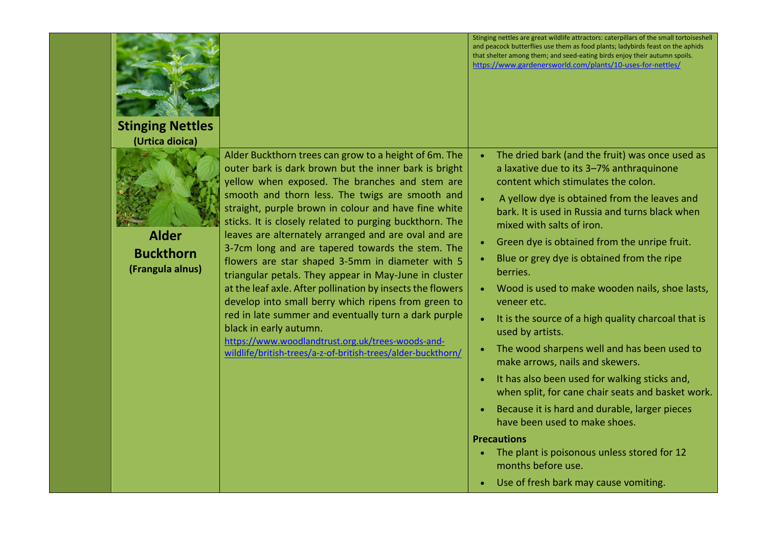| | Plant | Description | Uses |
|---|---|---|---|
| | **Stinging Nettles** **(Urtica dioica)** | | Stinging nettles are great wildlife attractors: caterpillars of the small tortoiseshell and peacock butterflies use them as food plants; ladybirds feast on the aphids that shelter among them; and seed-eating birds enjoy their autumn spoils. https://www.gardenersworld.com/plants/10-uses-for-nettles/ |
| | **Alder Buckthorn** **(Frangula alnus)** | Alder Buckthorn trees can grow to a height of 6m. The outer bark is dark brown but the inner bark is bright yellow when exposed. The branches and stem are smooth and thorn less. The twigs are smooth and straight, purple brown in colour and have fine white sticks. It is closely related to purging buckthorn. The leaves are alternately arranged and are oval and are 3-7cm long and are tapered towards the stem. The flowers are star shaped 3-5mm in diameter with 5 triangular petals. They appear in May-June in cluster at the leaf axle. After pollination by insects the flowers develop into small berry which ripens from green to red in late summer and eventually turn a dark purple black in early autumn. https://www.woodlandtrust.org.uk/trees-woods-and-wildlife/british-trees/a-z-of-british-trees/alder-buckthorn/ | • The dried bark (and the fruit) was once used as a laxative due to its 3–7% anthraquinone content which stimulates the colon.<br>• A yellow dye is obtained from the leaves and bark. It is used in Russia and turns black when mixed with salts of iron.<br>• Green dye is obtained from the unripe fruit.<br>• Blue or grey dye is obtained from the ripe berries.<br>• Wood is used to make wooden nails, shoe lasts, veneer etc.<br>• It is the source of a high quality charcoal that is used by artists.<br>• The wood sharpens well and has been used to make arrows, nails and skewers.<br>• It has also been used for walking sticks and, when split, for cane chair seats and basket work.<br>• Because it is hard and durable, larger pieces have been used to make shoes.<br>**Precautions**<br>• The plant is poisonous unless stored for 12 months before use.<br>• Use of fresh bark may cause vomiting. |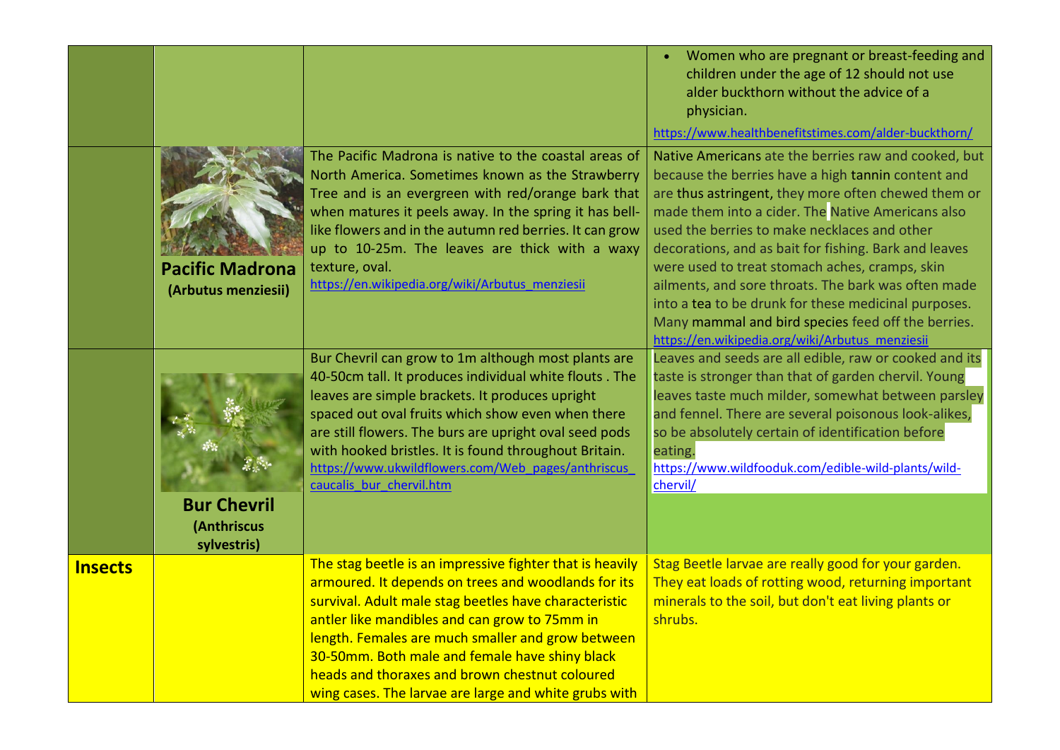| | | | |
|---|---|---|---|
| | | | • Women who are pregnant or breast-feeding and children under the age of 12 should not use alder buckthorn without the advice of a physician. https://www.healthbenefitstimes.com/alder-buckthorn/ |
| | **Pacific Madrona** **(Arbutus menziesii)** | The Pacific Madrona is native to the coastal areas of North America. Sometimes known as the Strawberry Tree and is an evergreen with red/orange bark that when matures it peels away. In the spring it has bell-like flowers and in the autumn red berries. It can grow up to 10-25m. The leaves are thick with a waxy texture, oval. https://en.wikipedia.org/wiki/Arbutus_menziesii | Native Americans ate the berries raw and cooked, but because the berries have a high tannin content and are thus astringent, they more often chewed them or made them into a cider. The Native Americans also used the berries to make necklaces and other decorations, and as bait for fishing. Bark and leaves were used to treat stomach aches, cramps, skin ailments, and sore throats. The bark was often made into a tea to be drunk for these medicinal purposes. Many mammal and bird species feed off the berries. https://en.wikipedia.org/wiki/Arbutus_menziesii |
| | **Bur Chevril** **(Anthriscus sylvestris)** | Bur Chevril can grow to 1m although most plants are 40-50cm tall. It produces individual white flouts . The leaves are simple brackets. It produces upright spaced out oval fruits which show even when there are still flowers. The burs are upright oval seed pods with hooked bristles. It is found throughout Britain. https://www.ukwildflowers.com/Web_pages/anthriscus_caucalis_bur_chervil.htm | Leaves and seeds are all edible, raw or cooked and its taste is stronger than that of garden chervil. Young leaves taste much milder, somewhat between parsley and fennel. There are several poisonous look-alikes, so be absolutely certain of identification before eating. https://www.wildfooduk.com/edible-wild-plants/wild-chervil/ |
| **Insects** | | The stag beetle is an impressive fighter that is heavily armoured. It depends on trees and woodlands for its survival. Adult male stag beetles have characteristic antler like mandibles and can grow to 75mm in length. Females are much smaller and grow between 30-50mm. Both male and female have shiny black heads and thoraxes and brown chestnut coloured wing cases. The larvae are large and white grubs with | Stag Beetle larvae are really good for your garden. They eat loads of rotting wood, returning important minerals to the soil, but don't eat living plants or shrubs. |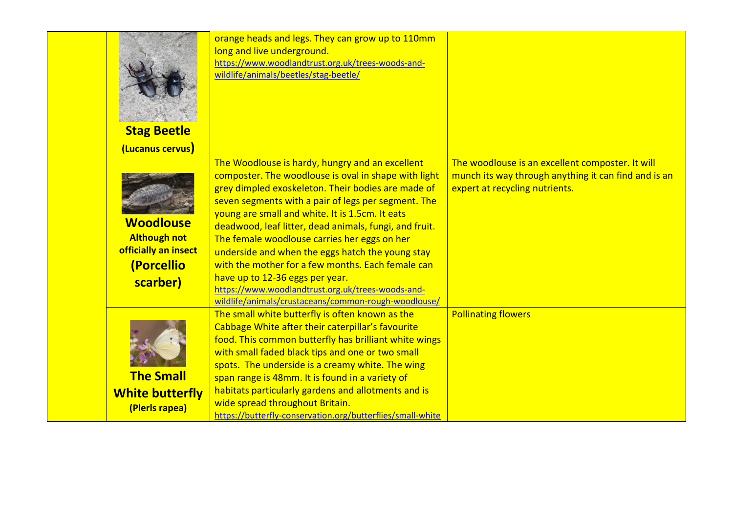| | | | |
|---|---|---|---|
| | **Stag Beetle** **(Lucanus cervus)** | orange heads and legs. They can grow up to 110mm long and live underground. https://www.woodlandtrust.org.uk/trees-woods-and-wildlife/animals/beetles/stag-beetle/ | |
| | **Woodlouse** **Although not officially an insect** **(Porcellio scarber)** | The Woodlouse is hardy, hungry and an excellent composter. The woodlouse is oval in shape with light grey dimpled exoskeleton. Their bodies are made of seven segments with a pair of legs per segment. The young are small and white. It is 1.5cm. It eats deadwood, leaf litter, dead animals, fungi, and fruit. The female woodlouse carries her eggs on her underside and when the eggs hatch the young stay with the mother for a few months. Each female can have up to 12-36 eggs per year. https://www.woodlandtrust.org.uk/trees-woods-and-wildlife/animals/crustaceans/common-rough-woodlouse/ | The woodlouse is an excellent composter. It will munch its way through anything it can find and is an expert at recycling nutrients. |
| | **The Small White butterfly** **(Plerls rapea)** | The small white butterfly is often known as the Cabbage White after their caterpillar's favourite food. This common butterfly has brilliant white wings with small faded black tips and one or two small spots. The underside is a creamy white. The wing span range is 48mm. It is found in a variety of habitats particularly gardens and allotments and is wide spread throughout Britain. https://butterfly-conservation.org/butterflies/small-white | Pollinating flowers |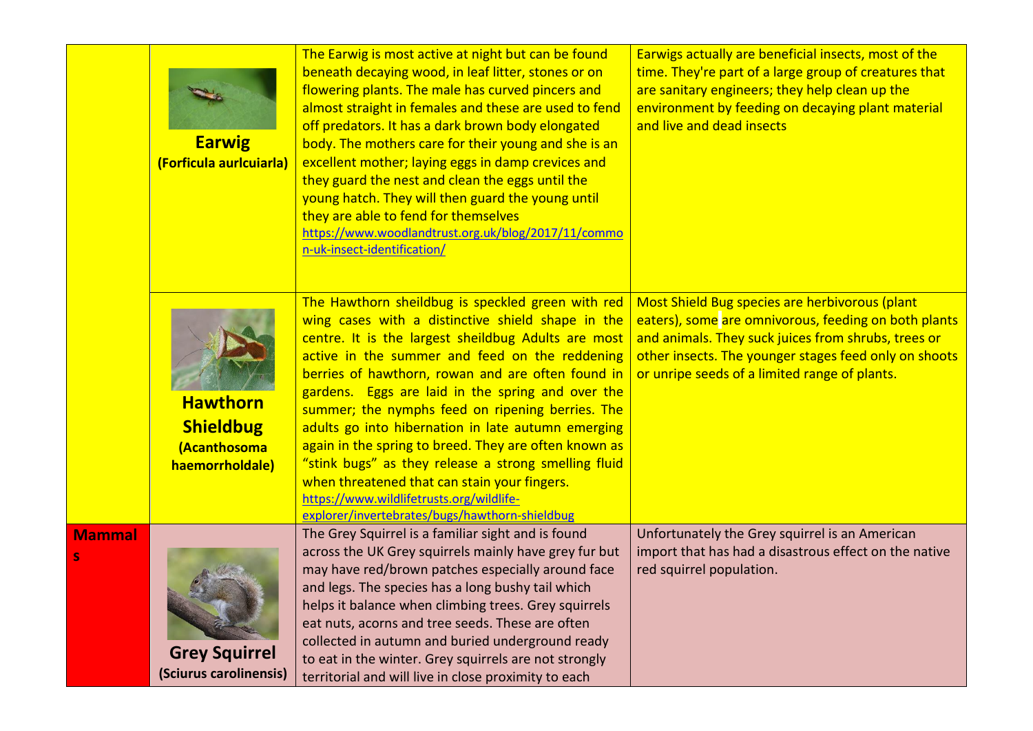| | | | |
|---|---|---|---|
| | **Earwig** **(Forficula aurlcuiarla)** | The Earwig is most active at night but can be found beneath decaying wood, in leaf litter, stones or on flowering plants. The male has curved pincers and almost straight in females and these are used to fend off predators. It has a dark brown body elongated body. The mothers care for their young and she is an excellent mother; laying eggs in damp crevices and they guard the nest and clean the eggs until the young hatch. They will then guard the young until they are able to fend for themselves https://www.woodlandtrust.org.uk/blog/2017/11/common-uk-insect-identification/ | Earwigs actually are beneficial insects, most of the time. They're part of a large group of creatures that are sanitary engineers; they help clean up the environment by feeding on decaying plant material and live and dead insects |
| | **Hawthorn Shieldbug** **(Acanthosoma haemorrholdale)** | The Hawthorn sheildbug is speckled green with red wing cases with a distinctive shield shape in the centre. It is the largest sheildbug Adults are most active in the summer and feed on the reddening berries of hawthorn, rowan and are often found in gardens. Eggs are laid in the spring and over the summer; the nymphs feed on ripening berries. The adults go into hibernation in late autumn emerging again in the spring to breed. They are often known as "stink bugs" as they release a strong smelling fluid when threatened that can stain your fingers. https://www.wildlifetrusts.org/wildlife-explorer/invertebrates/bugs/hawthorn-shieldbug | Most Shield Bug species are herbivorous (plant eaters), some are omnivorous, feeding on both plants and animals. They suck juices from shrubs, trees or other insects. The younger stages feed only on shoots or unripe seeds of a limited range of plants. |
| **Mammals** | **Grey Squirrel** **(Sciurus carolinensis)** | The Grey Squirrel is a familiar sight and is found across the UK Grey squirrels mainly have grey fur but may have red/brown patches especially around face and legs. The species has a long bushy tail which helps it balance when climbing trees. Grey squirrels eat nuts, acorns and tree seeds. These are often collected in autumn and buried underground ready to eat in the winter. Grey squirrels are not strongly territorial and will live in close proximity to each | Unfortunately the Grey squirrel is an American import that has had a disastrous effect on the native red squirrel population. |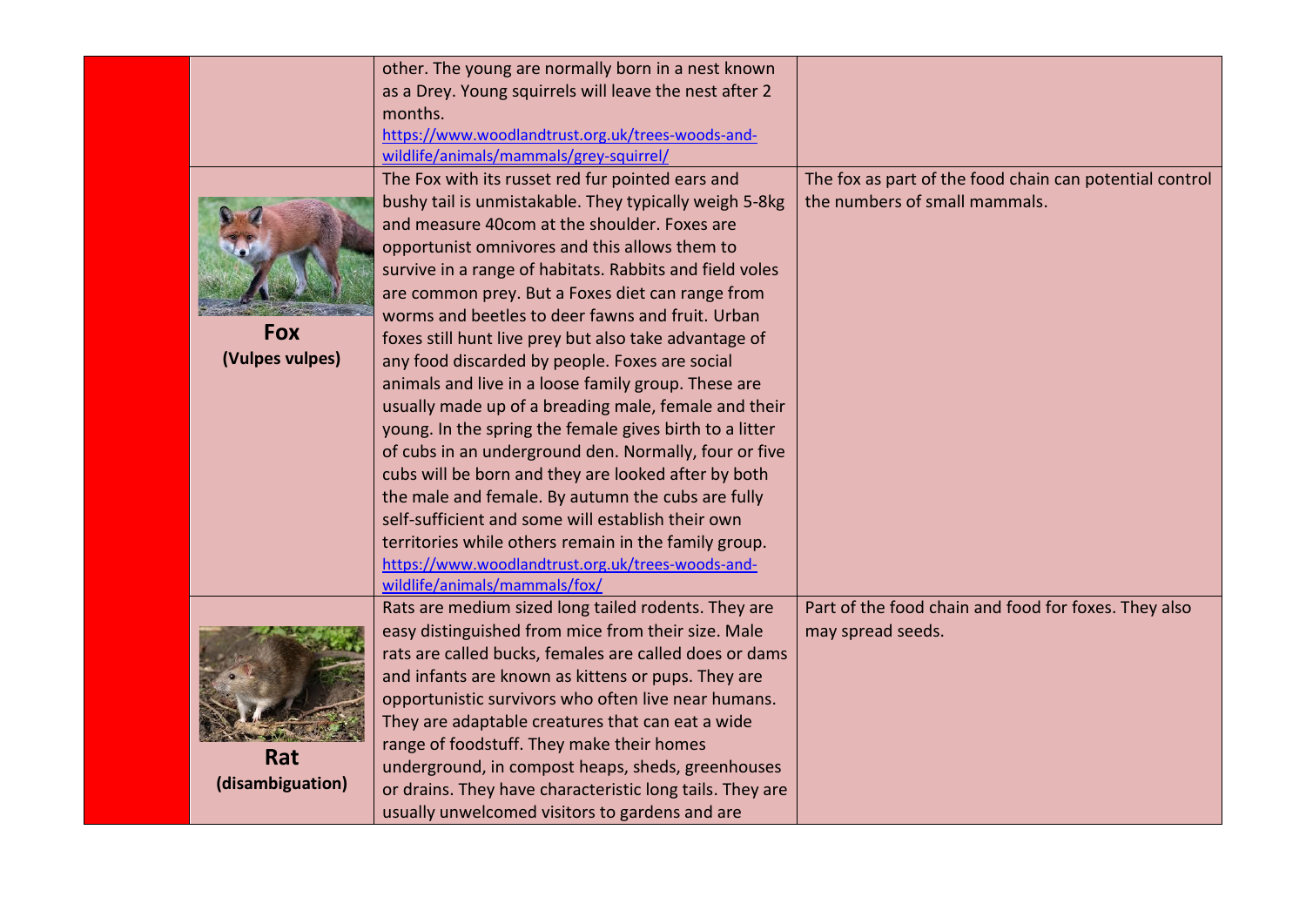| | | | |
|---|---|---|---|
| | | other. The young are normally born in a nest known as a Drey. Young squirrels will leave the nest after 2 months. https://www.woodlandtrust.org.uk/trees-woods-and-wildlife/animals/mammals/grey-squirrel/ | |
| | **Fox** **(Vulpes vulpes)** | The Fox with its russet red fur pointed ears and bushy tail is unmistakable. They typically weigh 5-8kg and measure 40com at the shoulder. Foxes are opportunist omnivores and this allows them to survive in a range of habitats. Rabbits and field voles are common prey. But a Foxes diet can range from worms and beetles to deer fawns and fruit. Urban foxes still hunt live prey but also take advantage of any food discarded by people. Foxes are social animals and live in a loose family group. These are usually made up of a breading male, female and their young. In the spring the female gives birth to a litter of cubs in an underground den. Normally, four or five cubs will be born and they are looked after by both the male and female. By autumn the cubs are fully self-sufficient and some will establish their own territories while others remain in the family group. https://www.woodlandtrust.org.uk/trees-woods-and-wildlife/animals/mammals/fox/ | The fox as part of the food chain can potential control the numbers of small mammals. |
| | **Rat** **(disambiguation)** | Rats are medium sized long tailed rodents. They are easy distinguished from mice from their size. Male rats are called bucks, females are called does or dams and infants are known as kittens or pups. They are opportunistic survivors who often live near humans. They are adaptable creatures that can eat a wide range of foodstuff. They make their homes underground, in compost heaps, sheds, greenhouses or drains. They have characteristic long tails. They are usually unwelcomed visitors to gardens and are | Part of the food chain and food for foxes. They also may spread seeds. |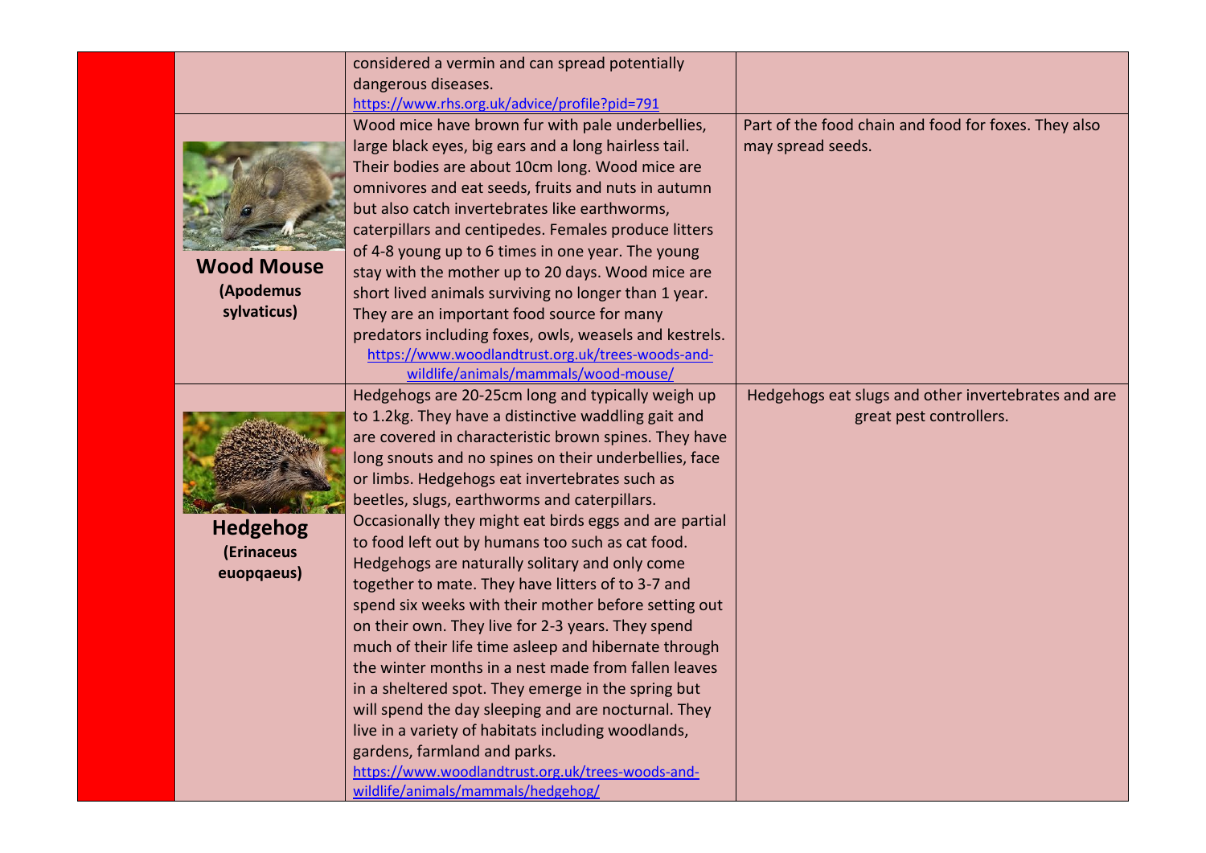| | | | |
|---|---|---|---|
| | | considered a vermin and can spread potentially dangerous diseases. https://www.rhs.org.uk/advice/profile?pid=791 | |
| | **Wood Mouse** **(Apodemus sylvaticus)** | Wood mice have brown fur with pale underbellies, large black eyes, big ears and a long hairless tail. Their bodies are about 10cm long. Wood mice are omnivores and eat seeds, fruits and nuts in autumn but also catch invertebrates like earthworms, caterpillars and centipedes. Females produce litters of 4-8 young up to 6 times in one year. The young stay with the mother up to 20 days. Wood mice are short lived animals surviving no longer than 1 year. They are an important food source for many predators including foxes, owls, weasels and kestrels. https://www.woodlandtrust.org.uk/trees-woods-and-wildlife/animals/mammals/wood-mouse/ | Part of the food chain and food for foxes. They also may spread seeds. |
| | **Hedgehog** **(Erinaceus euopqaeus)** | Hedgehogs are 20-25cm long and typically weigh up to 1.2kg. They have a distinctive waddling gait and are covered in characteristic brown spines. They have long snouts and no spines on their underbellies, face or limbs. Hedgehogs eat invertebrates such as beetles, slugs, earthworms and caterpillars. Occasionally they might eat birds eggs and are partial to food left out by humans too such as cat food. Hedgehogs are naturally solitary and only come together to mate. They have litters of to 3-7 and spend six weeks with their mother before setting out on their own. They live for 2-3 years. They spend much of their life time asleep and hibernate through the winter months in a nest made from fallen leaves in a sheltered spot. They emerge in the spring but will spend the day sleeping and are nocturnal. They live in a variety of habitats including woodlands, gardens, farmland and parks. https://www.woodlandtrust.org.uk/trees-woods-and-wildlife/animals/mammals/hedgehog/ | Hedgehogs eat slugs and other invertebrates and are great pest controllers. |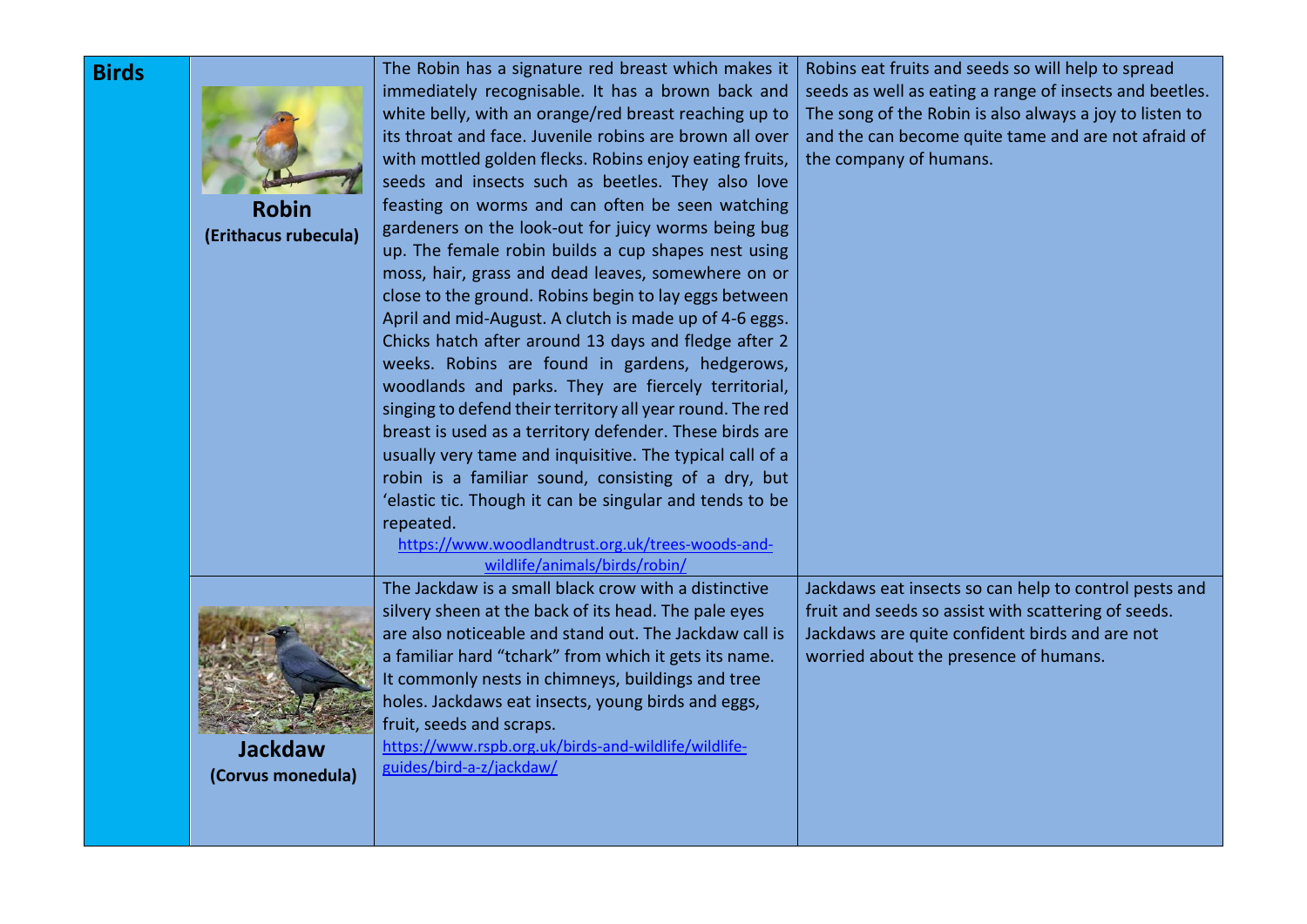| Birds | | | |
|---|---|---|---|
| | **Robin** **(Erithacus rubecula)** | The Robin has a signature red breast which makes it immediately recognisable. It has a brown back and white belly, with an orange/red breast reaching up to its throat and face. Juvenile robins are brown all over with mottled golden flecks. Robins enjoy eating fruits, seeds and insects such as beetles. They also love feasting on worms and can often be seen watching gardeners on the look-out for juicy worms being bug up. The female robin builds a cup shapes nest using moss, hair, grass and dead leaves, somewhere on or close to the ground. Robins begin to lay eggs between April and mid-August. A clutch is made up of 4-6 eggs. Chicks hatch after around 13 days and fledge after 2 weeks. Robins are found in gardens, hedgerows, woodlands and parks. They are fiercely territorial, singing to defend their territory all year round. The red breast is used as a territory defender. These birds are usually very tame and inquisitive. The typical call of a robin is a familiar sound, consisting of a dry, but 'elastic tic. Though it can be singular and tends to be repeated. https://www.woodlandtrust.org.uk/trees-woods-and-wildlife/animals/birds/robin/ | Robins eat fruits and seeds so will help to spread seeds as well as eating a range of insects and beetles. The song of the Robin is also always a joy to listen to and the can become quite tame and are not afraid of the company of humans. |
| | **Jackdaw** **(Corvus monedula)** | The Jackdaw is a small black crow with a distinctive silvery sheen at the back of its head. The pale eyes are also noticeable and stand out. The Jackdaw call is a familiar hard "tchark" from which it gets its name. It commonly nests in chimneys, buildings and tree holes. Jackdaws eat insects, young birds and eggs, fruit, seeds and scraps. https://www.rspb.org.uk/birds-and-wildlife/wildlife-guides/bird-a-z/jackdaw/ | Jackdaws eat insects so can help to control pests and fruit and seeds so assist with scattering of seeds. Jackdaws are quite confident birds and are not worried about the presence of humans. |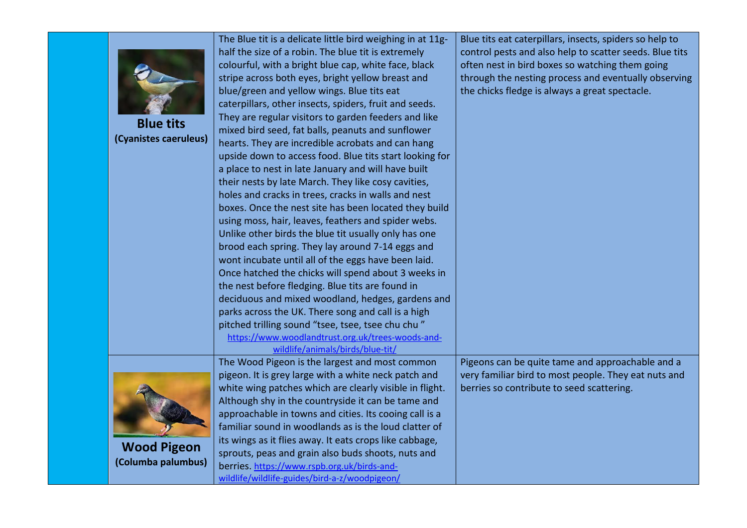| | | | |
|---|---|---|---|
| | **Blue tits** **(Cyanistes caeruleus)** | The Blue tit is a delicate little bird weighing in at 11g- half the size of a robin. The blue tit is extremely colourful, with a bright blue cap, white face, black stripe across both eyes, bright yellow breast and blue/green and yellow wings. Blue tits eat caterpillars, other insects, spiders, fruit and seeds. They are regular visitors to garden feeders and like mixed bird seed, fat balls, peanuts and sunflower hearts. They are incredible acrobats and can hang upside down to access food. Blue tits start looking for a place to nest in late January and will have built their nests by late March. They like cosy cavities, holes and cracks in trees, cracks in walls and nest boxes. Once the nest site has been located they build using moss, hair, leaves, feathers and spider webs. Unlike other birds the blue tit usually only has one brood each spring. They lay around 7-14 eggs and wont incubate until all of the eggs have been laid. Once hatched the chicks will spend about 3 weeks in the nest before fledging. Blue tits are found in deciduous and mixed woodland, hedges, gardens and parks across the UK. There song and call is a high pitched trilling sound "tsee, tsee, tsee chu chu " https://www.woodlandtrust.org.uk/trees-woods-and-wildlife/animals/birds/blue-tit/ | Blue tits eat caterpillars, insects, spiders so help to control pests and also help to scatter seeds. Blue tits often nest in bird boxes so watching them going through the nesting process and eventually observing the chicks fledge is always a great spectacle. |
| | **Wood Pigeon** **(Columba palumbus)** | The Wood Pigeon is the largest and most common pigeon. It is grey large with a white neck patch and white wing patches which are clearly visible in flight. Although shy in the countryside it can be tame and approachable in towns and cities. Its cooing call is a familiar sound in woodlands as is the loud clatter of its wings as it flies away. It eats crops like cabbage, sprouts, peas and grain also buds shoots, nuts and berries. https://www.rspb.org.uk/birds-and-wildlife/wildlife-guides/bird-a-z/woodpigeon/ | Pigeons can be quite tame and approachable and a very familiar bird to most people. They eat nuts and berries so contribute to seed scattering. |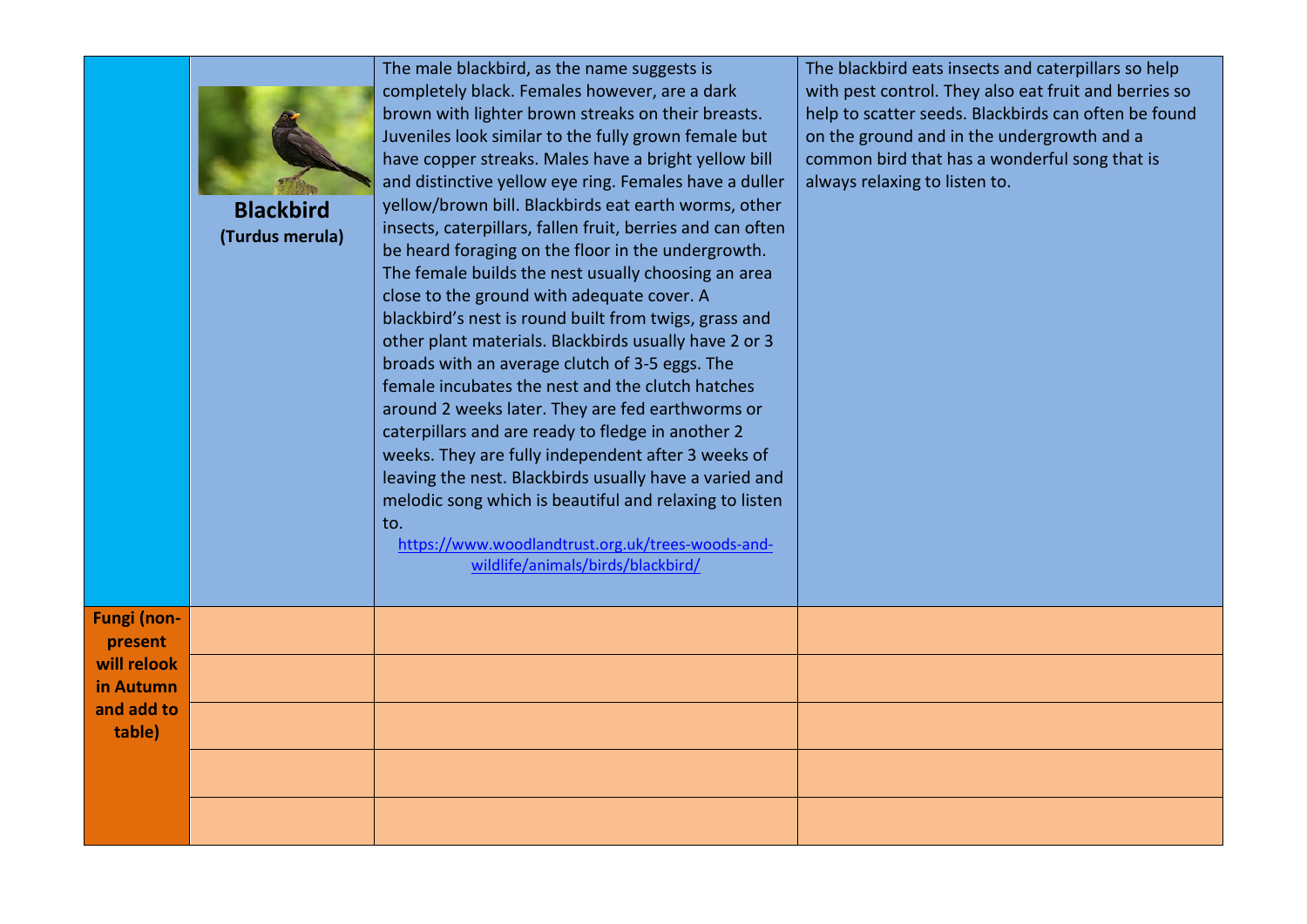|  |  |  |  |
|---|---|---|---|
|  | **Blackbird** **(Turdus merula)** | The male blackbird, as the name suggests is completely black. Females however, are a dark brown with lighter brown streaks on their breasts. Juveniles look similar to the fully grown female but have copper streaks. Males have a bright yellow bill and distinctive yellow eye ring. Females have a duller yellow/brown bill. Blackbirds eat earth worms, other insects, caterpillars, fallen fruit, berries and can often be heard foraging on the floor in the undergrowth. The female builds the nest usually choosing an area close to the ground with adequate cover. A blackbird's nest is round built from twigs, grass and other plant materials. Blackbirds usually have 2 or 3 broads with an average clutch of 3-5 eggs. The female incubates the nest and the clutch hatches around 2 weeks later. They are fed earthworms or caterpillars and are ready to fledge in another 2 weeks. They are fully independent after 3 weeks of leaving the nest. Blackbirds usually have a varied and melodic song which is beautiful and relaxing to listen to. https://www.woodlandtrust.org.uk/trees-woods-and-wildlife/animals/birds/blackbird/ | The blackbird eats insects and caterpillars so help with pest control. They also eat fruit and berries so help to scatter seeds. Blackbirds can often be found on the ground and in the undergrowth and a common bird that has a wonderful song that is always relaxing to listen to. |
| **Fungi (non-present will relook in Autumn and add to table)** |  |  |  |
|  |  |  |  |
|  |  |  |  |
|  |  |  |  |
|  |  |  |  |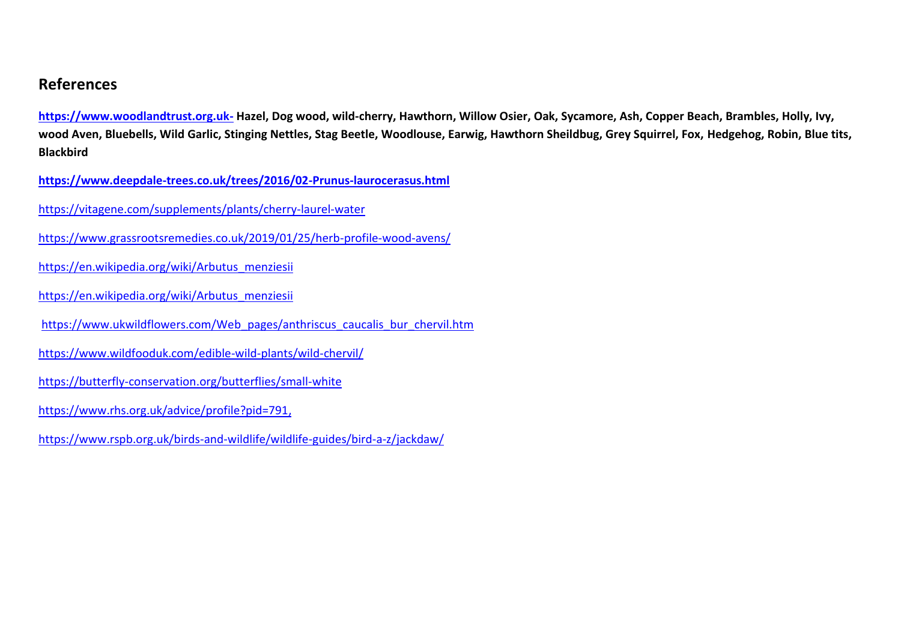## References

**https://www.woodlandtrust.org.uk- Hazel, Dog wood, wild-cherry, Hawthorn, Willow Osier, Oak, Sycamore, Ash, Copper Beach, Brambles, Holly, Ivy, wood Aven, Bluebells, Wild Garlic, Stinging Nettles, Stag Beetle, Woodlouse, Earwig, Hawthorn Sheildbug, Grey Squirrel, Fox, Hedgehog, Robin, Blue tits, Blackbird**

**https://www.deepdale-trees.co.uk/trees/2016/02-Prunus-laurocerasus.html**

https://vitagene.com/supplements/plants/cherry-laurel-water

https://www.grassrootsremedies.co.uk/2019/01/25/herb-profile-wood-avens/

https://en.wikipedia.org/wiki/Arbutus_menziesii

https://en.wikipedia.org/wiki/Arbutus_menziesii

https://www.ukwildflowers.com/Web_pages/anthriscus_caucalis_bur_chervil.htm

https://www.wildfooduk.com/edible-wild-plants/wild-chervil/

https://butterfly-conservation.org/butterflies/small-white

https://www.rhs.org.uk/advice/profile?pid=791,

https://www.rspb.org.uk/birds-and-wildlife/wildlife-guides/bird-a-z/jackdaw/